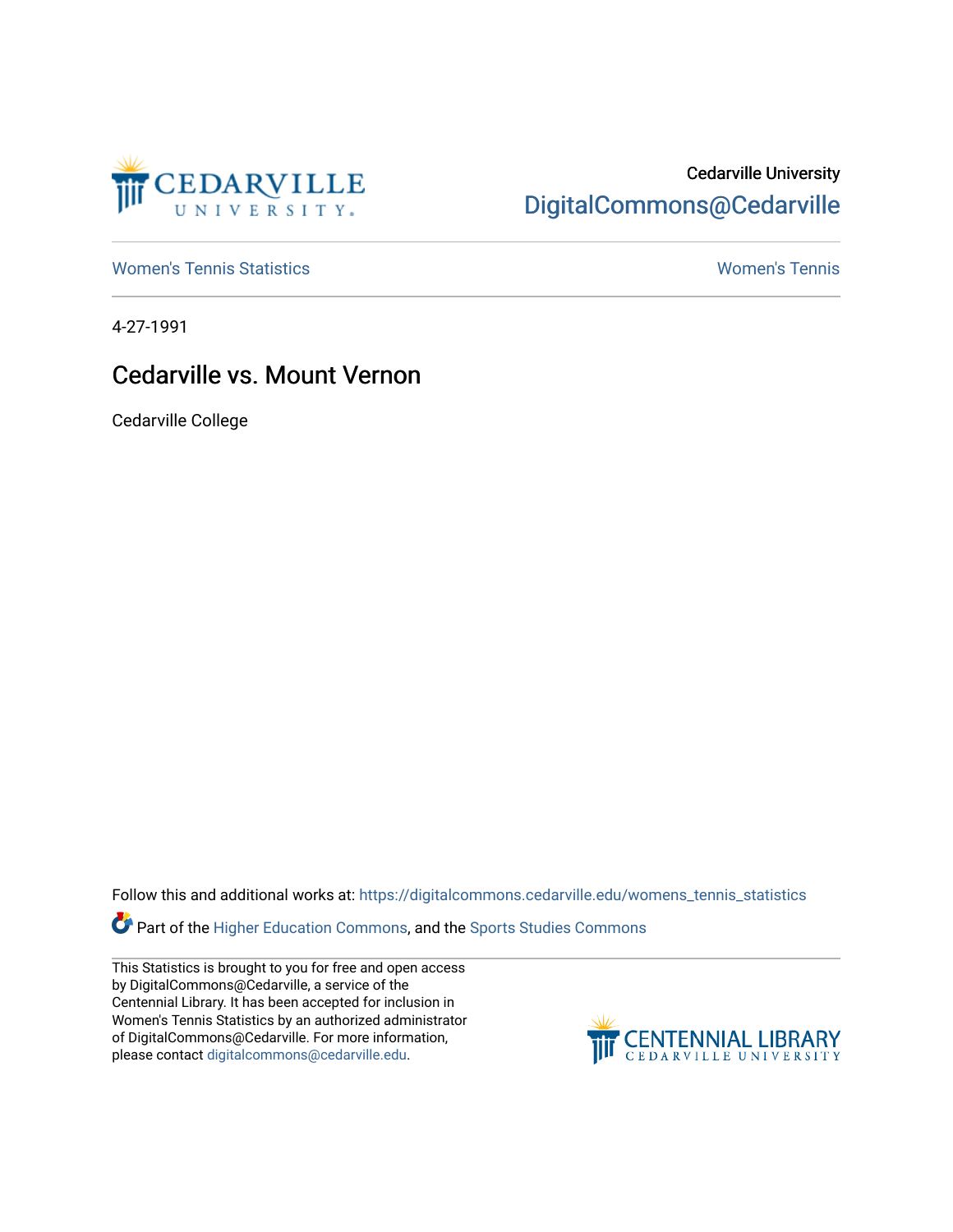Cedarville University
DigitalCommons@Cedarville

Women's Tennis Statistics | Women's Tennis

4-27-1991

# Cedarville vs. Mount Vernon

Cedarville College

Follow this and additional works at: https://digitalcommons.cedarville.edu/womens_tennis_statistics

Part of the Higher Education Commons, and the Sports Studies Commons

This Statistics is brought to you for free and open access by DigitalCommons@Cedarville, a service of the Centennial Library. It has been accepted for inclusion in Women's Tennis Statistics by an authorized administrator of DigitalCommons@Cedarville. For more information, please contact digitalcommons@cedarville.edu.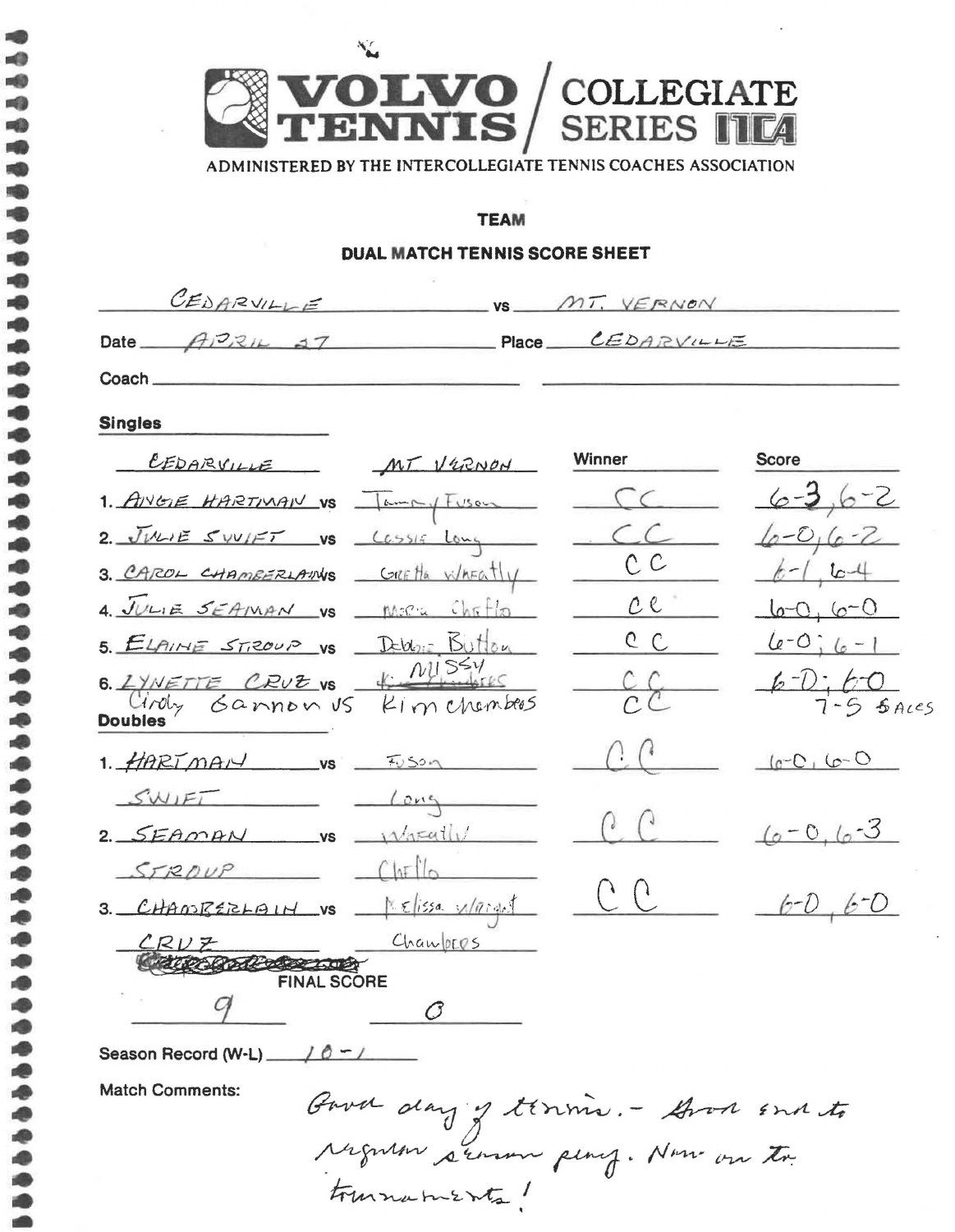# VOLVO TENNIS / COLLEGIATE SERIES ITCA

ADMINISTERED BY THE INTERCOLLEGIATE TENNIS COACHES ASSOCIATION

## TEAM

## DUAL MATCH TENNIS SCORE SHEET

CEDARVILLE vs MT. VERNON

Date: APRIL 27 Place: CEDARVILLE

Coach:

**Singles**

| CEDARVILLE | | MT. VERNON | Winner | Score |
|---|---|---|---|---|
| 1. ANGIE HARTMAN | vs | Tammy Fuson | CC | 6-3, 6-2 |
| 2. JULIE SWIFT | vs | Cassie Long | CC | 6-0, 6-2 |
| 3. CAROL CHAMBERLAIN | vs | Gretta Wheatly | CC | 6-1, 6-4 |
| 4. JULIE SEAMAN | vs | Maria Cheflo | CC | 6-0, 6-0 |
| 5. ELAINE STROUP | vs | Debbie Button | CC | 6-0; 6-1 |
| 6. LYNETTE CRUZ | vs | ~~Kim Chambers~~ Missy | CC | 6-0; 6-0 |
| Cindy Gannon | vs | Kim Chambers | CC | 7-5 5 ACES |

**Doubles**

| CEDARVILLE | | MT. VERNON | Winner | Score |
|---|---|---|---|---|
| 1. HARTMAN / SWIFT | vs | Fuson / Long | CC | 6-0, 6-0 |
| 2. SEAMAN / STROUP | vs | Wheatly / Cheflo | CC | 6-0, 6-3 |
| 3. CHAMBERLAIN / CRUZ | vs | Melissa Wright / Chambers | CC | 6-0, 6-0 |

**FINAL SCORE**

9 — 0

Season Record (W-L): 10-1

Match Comments:

Good day of tennis. - Good end to regular season play. Now on to tournaments!